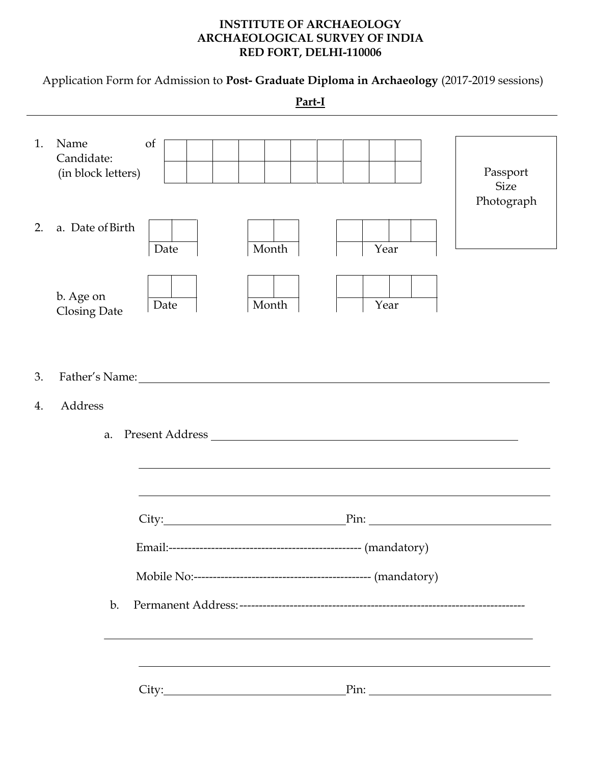**INSTITUTE OF ARCHAEOLOGY**
**ARCHAEOLOGICAL SURVEY OF INDIA**
**RED FORT, DELHI-110006**

Application Form for Admission to **Post- Graduate Diploma in Archaeology** (2017-2019 sessions)

**Part-I**

---

1. Name of Candidate: (in block letters)

| | | | | | | | | | |
|---|---|---|---|---|---|---|---|---|---|
| | | | | | | | | | |
| | | | | | | | | | |

Passport Size Photograph

2. a. Date of Birth

| | | | | | | | |
|---|---|---|---|---|---|---|---|
| | | | | | | | |
| Date | | Month | | | Year | | |

b. Age on Closing Date

| | | | | | | | |
|---|---|---|---|---|---|---|---|
| | | | | | | | |
| Date | | Month | | | Year | | |

3. Father's Name: ____________________________________________

4. Address

a. Present Address ____________________________________________

____________________________________________

____________________________________________

City: ______________________ Pin: ______________________

Email:-------------------------------------------------- (mandatory)

Mobile No:---------------------------------------------- (mandatory)

b. Permanent Address:------------------------------------------------------------------------

____________________________________________

____________________________________________

City: ______________________ Pin: ______________________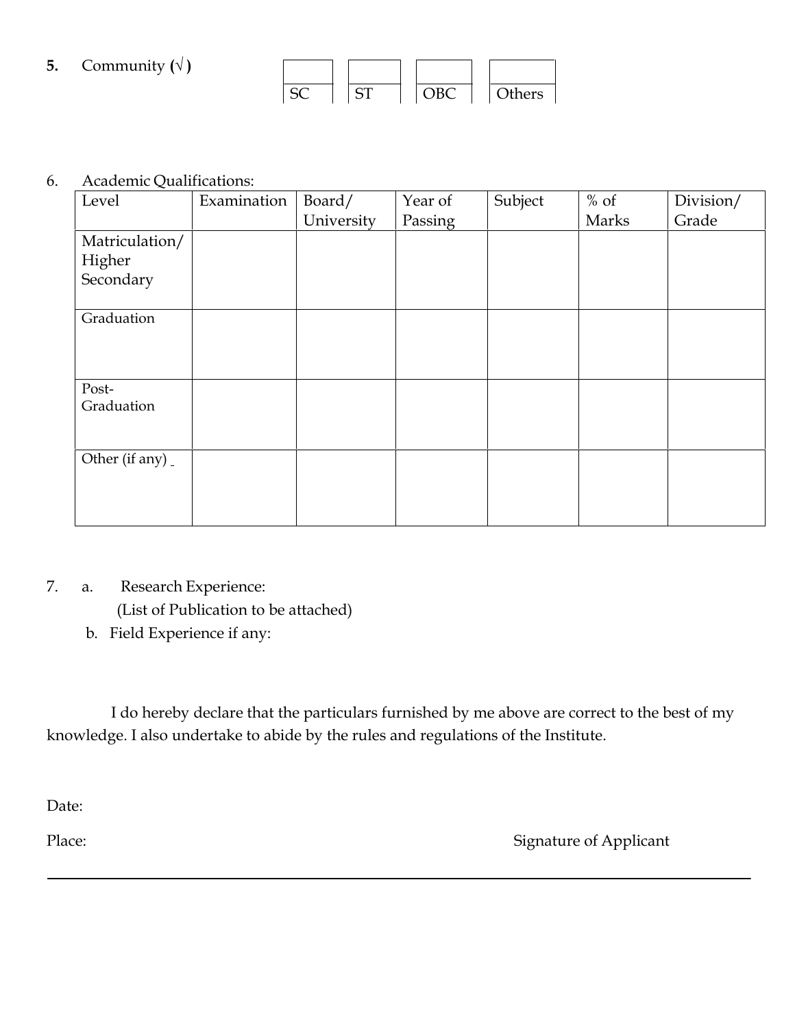**5.** Community (√ )

| SC | ST | OBC | Others |
|---|---|---|---|
| | | | |

6. Academic Qualifications:

| Level | Examination | Board/ University | Year of Passing | Subject | % of Marks | Division/ Grade |
|---|---|---|---|---|---|---|
| Matriculation/ Higher Secondary | | | | | | |
| Graduation | | | | | | |
| Post-Graduation | | | | | | |
| Other (if any) | | | | | | |

7. a. Research Experience:
   (List of Publication to be attached)

   b. Field Experience if any:

I do hereby declare that the particulars furnished by me above are correct to the best of my knowledge. I also undertake to abide by the rules and regulations of the Institute.

Date:

Place: Signature of Applicant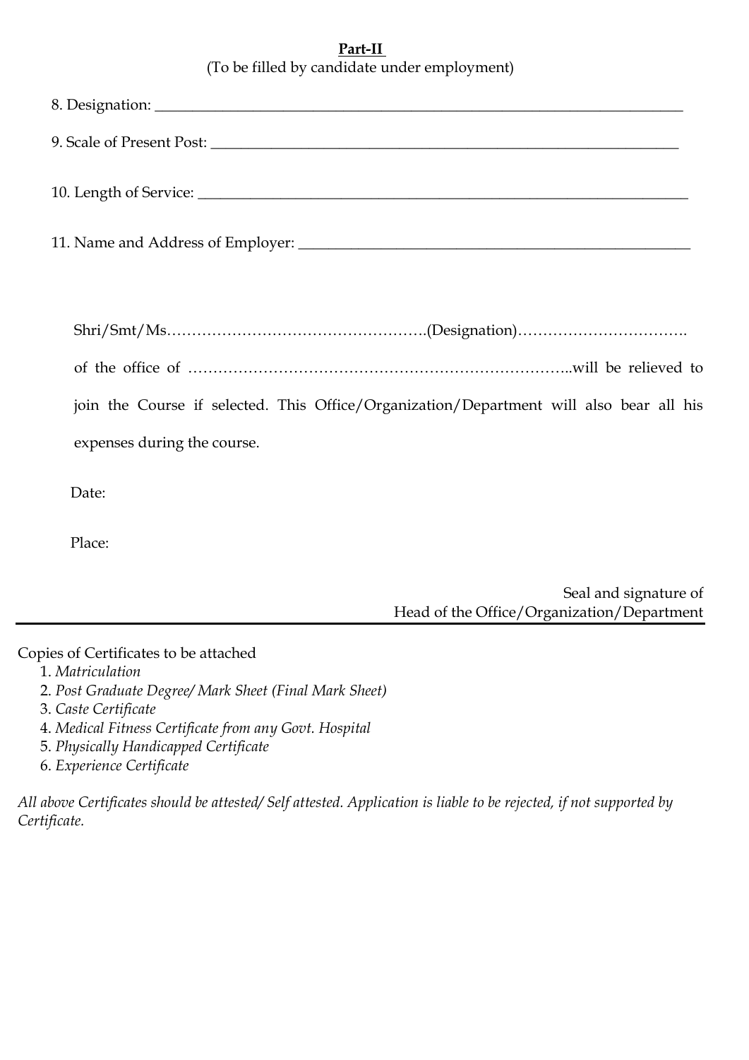**Part-II**

(To be filled by candidate under employment)

8. Designation: ___________________________________________________________________________

9. Scale of Present Post: __________________________________________________________________

10. Length of Service: _____________________________________________________________________

11. Name and Address of Employer: ______________________________________________________

Shri/Smt/Ms…………………………………………….(Designation)……………………………. of the office of …………………………………………………………………..will be relieved to join the Course if selected. This Office/Organization/Department will also bear all his expenses during the course.

Date:

Place:

Seal and signature of
Head of the Office/Organization/Department

---

Copies of Certificates to be attached

1. *Matriculation*
2. *Post Graduate Degree/ Mark Sheet (Final Mark Sheet)*
3. *Caste Certificate*
4. *Medical Fitness Certificate from any Govt. Hospital*
5. *Physically Handicapped Certificate*
6. *Experience Certificate*

*All above Certificates should be attested/ Self attested. Application is liable to be rejected, if not supported by Certificate.*